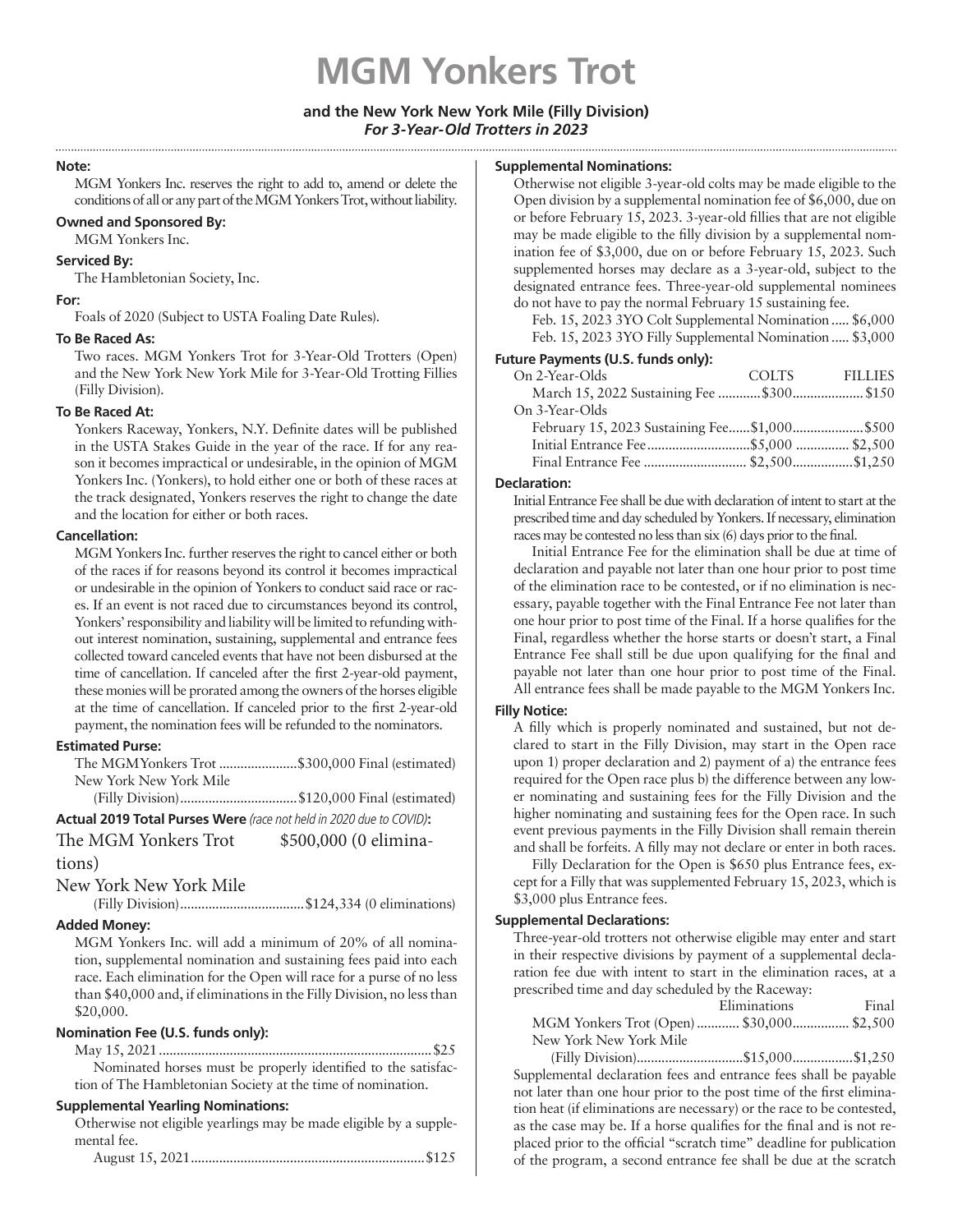# MGM Yonkers Trot

**and the New York New York Mile (Filly Division)**
***For 3-Year-Old Trotters in 2023***

**Note:**
MGM Yonkers Inc. reserves the right to add to, amend or delete the conditions of all or any part of the MGM Yonkers Trot, without liability.

**Owned and Sponsored By:**
MGM Yonkers Inc.

**Serviced By:**
The Hambletonian Society, Inc.

**For:**
Foals of 2020 (Subject to USTA Foaling Date Rules).

**To Be Raced As:**
Two races. MGM Yonkers Trot for 3-Year-Old Trotters (Open) and the New York New York Mile for 3-Year-Old Trotting Fillies (Filly Division).

**To Be Raced At:**
Yonkers Raceway, Yonkers, N.Y. Definite dates will be published in the USTA Stakes Guide in the year of the race. If for any reason it becomes impractical or undesirable, in the opinion of MGM Yonkers Inc. (Yonkers), to hold either one or both of these races at the track designated, Yonkers reserves the right to change the date and the location for either or both races.

**Cancellation:**
MGM Yonkers Inc. further reserves the right to cancel either or both of the races if for reasons beyond its control it becomes impractical or undesirable in the opinion of Yonkers to conduct said race or races. If an event is not raced due to circumstances beyond its control, Yonkers' responsibility and liability will be limited to refunding without interest nomination, sustaining, supplemental and entrance fees collected toward canceled events that have not been disbursed at the time of cancellation. If canceled after the first 2-year-old payment, these monies will be prorated among the owners of the horses eligible at the time of cancellation. If canceled prior to the first 2-year-old payment, the nomination fees will be refunded to the nominators.

**Estimated Purse:**
The MGM Yonkers Trot ......................$300,000 Final (estimated)
New York New York Mile
(Filly Division).................................$120,000 Final (estimated)

**Actual 2019 Total Purses Were** *(race not held in 2020 due to COVID)***:**
The MGM Yonkers Trot $500,000 (0 eliminations)
New York New York Mile
(Filly Division)..................................$124,334 (0 eliminations)

**Added Money:**
MGM Yonkers Inc. will add a minimum of 20% of all nomination, supplemental nomination and sustaining fees paid into each race. Each elimination for the Open will race for a purse of no less than $40,000 and, if eliminations in the Filly Division, no less than $20,000.

**Nomination Fee (U.S. funds only):**
May 15, 2021............................................................................$25
Nominated horses must be properly identified to the satisfaction of The Hambletonian Society at the time of nomination.

**Supplemental Yearling Nominations:**
Otherwise not eligible yearlings may be made eligible by a supplemental fee.
August 15, 2021.................................................................$125

**Supplemental Nominations:**
Otherwise not eligible 3-year-old colts may be made eligible to the Open division by a supplemental nomination fee of $6,000, due on or before February 15, 2023. 3-year-old fillies that are not eligible may be made eligible to the filly division by a supplemental nomination fee of $3,000, due on or before February 15, 2023. Such supplemented horses may declare as a 3-year-old, subject to the designated entrance fees. Three-year-old supplemental nominees do not have to pay the normal February 15 sustaining fee.
Feb. 15, 2023 3YO Colt Supplemental Nomination ..... $6,000
Feb. 15, 2023 3YO Filly Supplemental Nomination ..... $3,000

**Future Payments (U.S. funds only):**

| | COLTS | FILLIES |
|---|---|---|
| On 2-Year-Olds | | |
| March 15, 2022 Sustaining Fee | $300 | $150 |
| On 3-Year-Olds | | |
| February 15, 2023 Sustaining Fee | $1,000 | $500 |
| Initial Entrance Fee | $5,000 | $2,500 |
| Final Entrance Fee | $2,500 | $1,250 |

**Declaration:**
Initial Entrance Fee shall be due with declaration of intent to start at the prescribed time and day scheduled by Yonkers. If necessary, elimination races may be contested no less than six (6) days prior to the final.

Initial Entrance Fee for the elimination shall be due at time of declaration and payable not later than one hour prior to post time of the elimination race to be contested, or if no elimination is necessary, payable together with the Final Entrance Fee not later than one hour prior to post time of the Final. If a horse qualifies for the Final, regardless whether the horse starts or doesn't start, a Final Entrance Fee shall still be due upon qualifying for the final and payable not later than one hour prior to post time of the Final. All entrance fees shall be made payable to the MGM Yonkers Inc.

**Filly Notice:**
A filly which is properly nominated and sustained, but not declared to start in the Filly Division, may start in the Open race upon 1) proper declaration and 2) payment of a) the entrance fees required for the Open race plus b) the difference between any lower nominating and sustaining fees for the Filly Division and the higher nominating and sustaining fees for the Open race. In such event previous payments in the Filly Division shall remain therein and shall be forfeits. A filly may not declare or enter in both races.

Filly Declaration for the Open is $650 plus Entrance fees, except for a Filly that was supplemented February 15, 2023, which is $3,000 plus Entrance fees.

**Supplemental Declarations:**
Three-year-old trotters not otherwise eligible may enter and start in their respective divisions by payment of a supplemental declaration fee due with intent to start in the elimination races, at a prescribed time and day scheduled by the Raceway:

| | Eliminations | Final |
|---|---|---|
| MGM Yonkers Trot (Open) | $30,000 | $2,500 |
| New York New York Mile (Filly Division) | $15,000 | $1,250 |

Supplemental declaration fees and entrance fees shall be payable not later than one hour prior to the post time of the first elimination heat (if eliminations are necessary) or the race to be contested, as the case may be. If a horse qualifies for the final and is not replaced prior to the official "scratch time" deadline for publication of the program, a second entrance fee shall be due at the scratch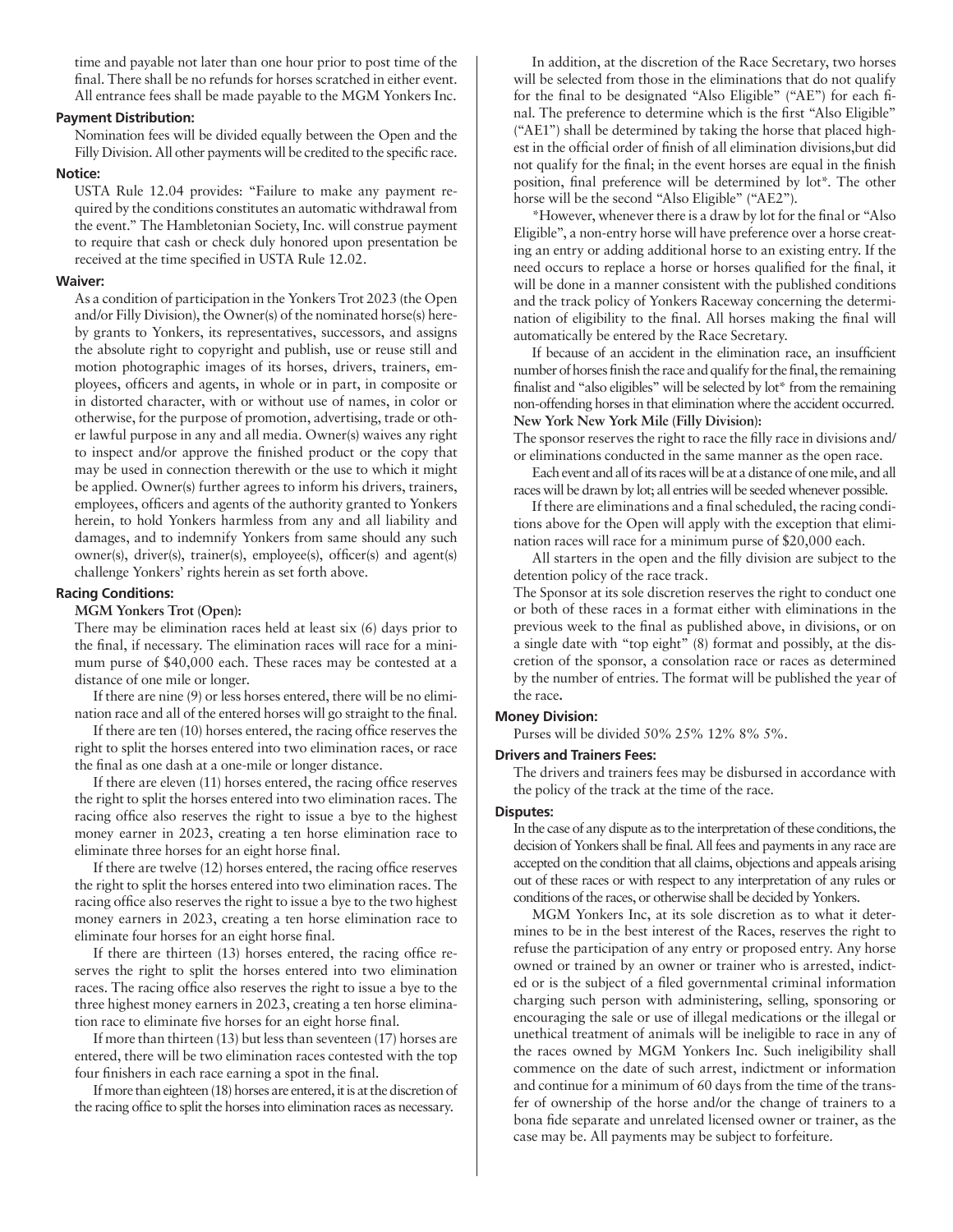time and payable not later than one hour prior to post time of the final. There shall be no refunds for horses scratched in either event. All entrance fees shall be made payable to the MGM Yonkers Inc.

**Payment Distribution:**

Nomination fees will be divided equally between the Open and the Filly Division. All other payments will be credited to the specific race.

**Notice:**

USTA Rule 12.04 provides: "Failure to make any payment required by the conditions constitutes an automatic withdrawal from the event." The Hambletonian Society, Inc. will construe payment to require that cash or check duly honored upon presentation be received at the time specified in USTA Rule 12.02.

**Waiver:**

As a condition of participation in the Yonkers Trot 2023 (the Open and/or Filly Division), the Owner(s) of the nominated horse(s) hereby grants to Yonkers, its representatives, successors, and assigns the absolute right to copyright and publish, use or reuse still and motion photographic images of its horses, drivers, trainers, employees, officers and agents, in whole or in part, in composite or in distorted character, with or without use of names, in color or otherwise, for the purpose of promotion, advertising, trade or other lawful purpose in any and all media. Owner(s) waives any right to inspect and/or approve the finished product or the copy that may be used in connection therewith or the use to which it might be applied. Owner(s) further agrees to inform his drivers, trainers, employees, officers and agents of the authority granted to Yonkers herein, to hold Yonkers harmless from any and all liability and damages, and to indemnify Yonkers from same should any such owner(s), driver(s), trainer(s), employee(s), officer(s) and agent(s) challenge Yonkers' rights herein as set forth above.

**Racing Conditions:**

**MGM Yonkers Trot (Open):**

There may be elimination races held at least six (6) days prior to the final, if necessary. The elimination races will race for a minimum purse of $40,000 each. These races may be contested at a distance of one mile or longer.

If there are nine (9) or less horses entered, there will be no elimination race and all of the entered horses will go straight to the final.

If there are ten (10) horses entered, the racing office reserves the right to split the horses entered into two elimination races, or race the final as one dash at a one-mile or longer distance.

If there are eleven (11) horses entered, the racing office reserves the right to split the horses entered into two elimination races. The racing office also reserves the right to issue a bye to the highest money earner in 2023, creating a ten horse elimination race to eliminate three horses for an eight horse final.

If there are twelve (12) horses entered, the racing office reserves the right to split the horses entered into two elimination races. The racing office also reserves the right to issue a bye to the two highest money earners in 2023, creating a ten horse elimination race to eliminate four horses for an eight horse final.

If there are thirteen (13) horses entered, the racing office reserves the right to split the horses entered into two elimination races. The racing office also reserves the right to issue a bye to the three highest money earners in 2023, creating a ten horse elimination race to eliminate five horses for an eight horse final.

If more than thirteen (13) but less than seventeen (17) horses are entered, there will be two elimination races contested with the top four finishers in each race earning a spot in the final.

If more than eighteen (18) horses are entered, it is at the discretion of the racing office to split the horses into elimination races as necessary.

In addition, at the discretion of the Race Secretary, two horses will be selected from those in the eliminations that do not qualify for the final to be designated "Also Eligible" ("AE") for each final. The preference to determine which is the first "Also Eligible" ("AE1") shall be determined by taking the horse that placed highest in the official order of finish of all elimination divisions,but did not qualify for the final; in the event horses are equal in the finish position, final preference will be determined by lot*. The other horse will be the second "Also Eligible" ("AE2").

*However, whenever there is a draw by lot for the final or "Also Eligible", a non-entry horse will have preference over a horse creating an entry or adding additional horse to an existing entry. If the need occurs to replace a horse or horses qualified for the final, it will be done in a manner consistent with the published conditions and the track policy of Yonkers Raceway concerning the determination of eligibility to the final. All horses making the final will automatically be entered by the Race Secretary.

If because of an accident in the elimination race, an insufficient number of horses finish the race and qualify for the final, the remaining finalist and "also eligibles" will be selected by lot* from the remaining non-offending horses in that elimination where the accident occurred.

**New York New York Mile (Filly Division):**

The sponsor reserves the right to race the filly race in divisions and/or eliminations conducted in the same manner as the open race.

Each event and all of its races will be at a distance of one mile, and all races will be drawn by lot; all entries will be seeded whenever possible.

If there are eliminations and a final scheduled, the racing conditions above for the Open will apply with the exception that elimination races will race for a minimum purse of $20,000 each.

All starters in the open and the filly division are subject to the detention policy of the race track.

The Sponsor at its sole discretion reserves the right to conduct one or both of these races in a format either with eliminations in the previous week to the final as published above, in divisions, or on a single date with "top eight" (8) format and possibly, at the discretion of the sponsor, a consolation race or races as determined by the number of entries. The format will be published the year of the race.

**Money Division:**

Purses will be divided 50% 25% 12% 8% 5%.

**Drivers and Trainers Fees:**

The drivers and trainers fees may be disbursed in accordance with the policy of the track at the time of the race.

**Disputes:**

In the case of any dispute as to the interpretation of these conditions, the decision of Yonkers shall be final. All fees and payments in any race are accepted on the condition that all claims, objections and appeals arising out of these races or with respect to any interpretation of any rules or conditions of the races, or otherwise shall be decided by Yonkers.

MGM Yonkers Inc, at its sole discretion as to what it determines to be in the best interest of the Races, reserves the right to refuse the participation of any entry or proposed entry. Any horse owned or trained by an owner or trainer who is arrested, indicted or is the subject of a filed governmental criminal information charging such person with administering, selling, sponsoring or encouraging the sale or use of illegal medications or the illegal or unethical treatment of animals will be ineligible to race in any of the races owned by MGM Yonkers Inc. Such ineligibility shall commence on the date of such arrest, indictment or information and continue for a minimum of 60 days from the time of the transfer of ownership of the horse and/or the change of trainers to a bona fide separate and unrelated licensed owner or trainer, as the case may be. All payments may be subject to forfeiture.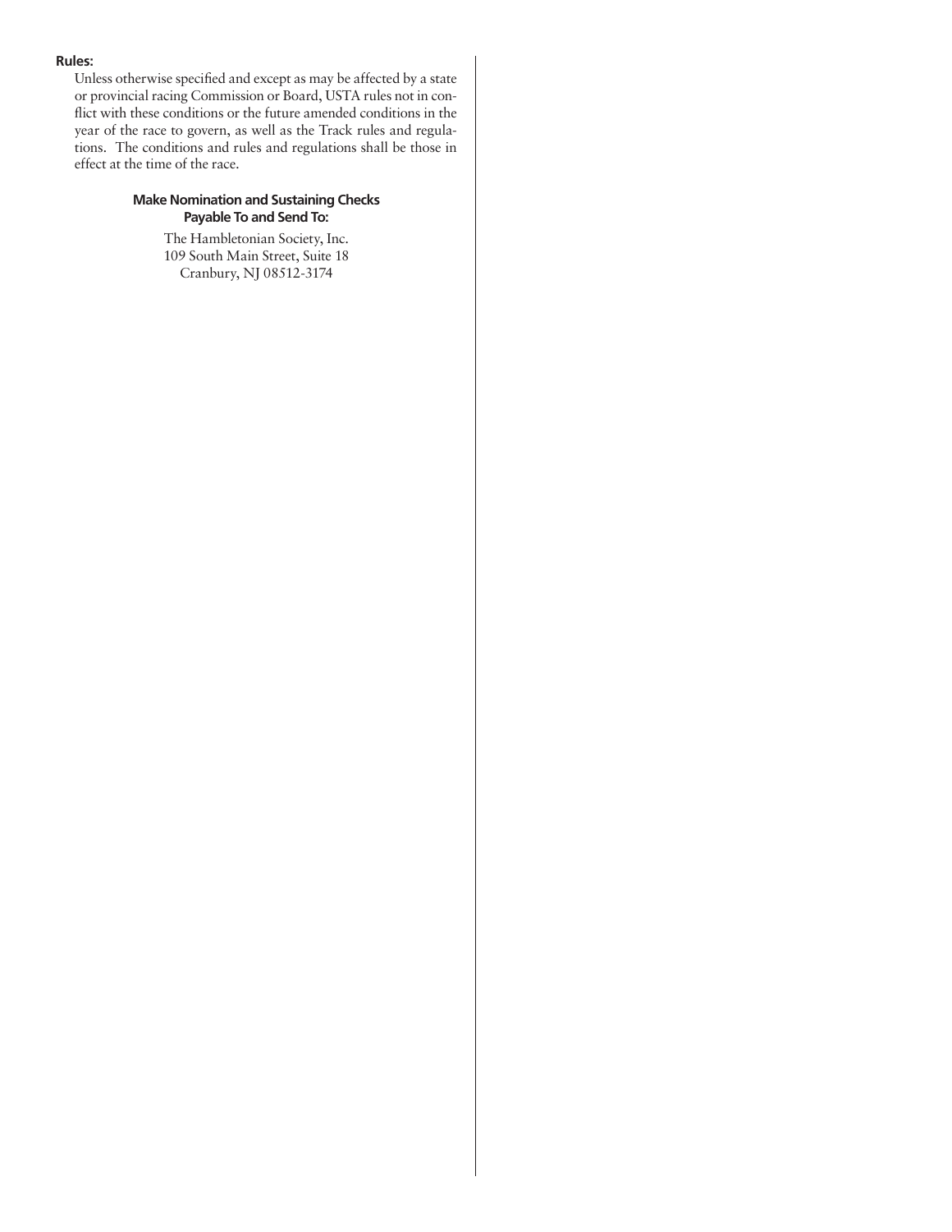**Rules:**

Unless otherwise specified and except as may be affected by a state or provincial racing Commission or Board, USTA rules not in conflict with these conditions or the future amended conditions in the year of the race to govern, as well as the Track rules and regulations. The conditions and rules and regulations shall be those in effect at the time of the race.

**Make Nomination and Sustaining Checks Payable To and Send To:**

The Hambletonian Society, Inc.
109 South Main Street, Suite 18
Cranbury, NJ 08512-3174